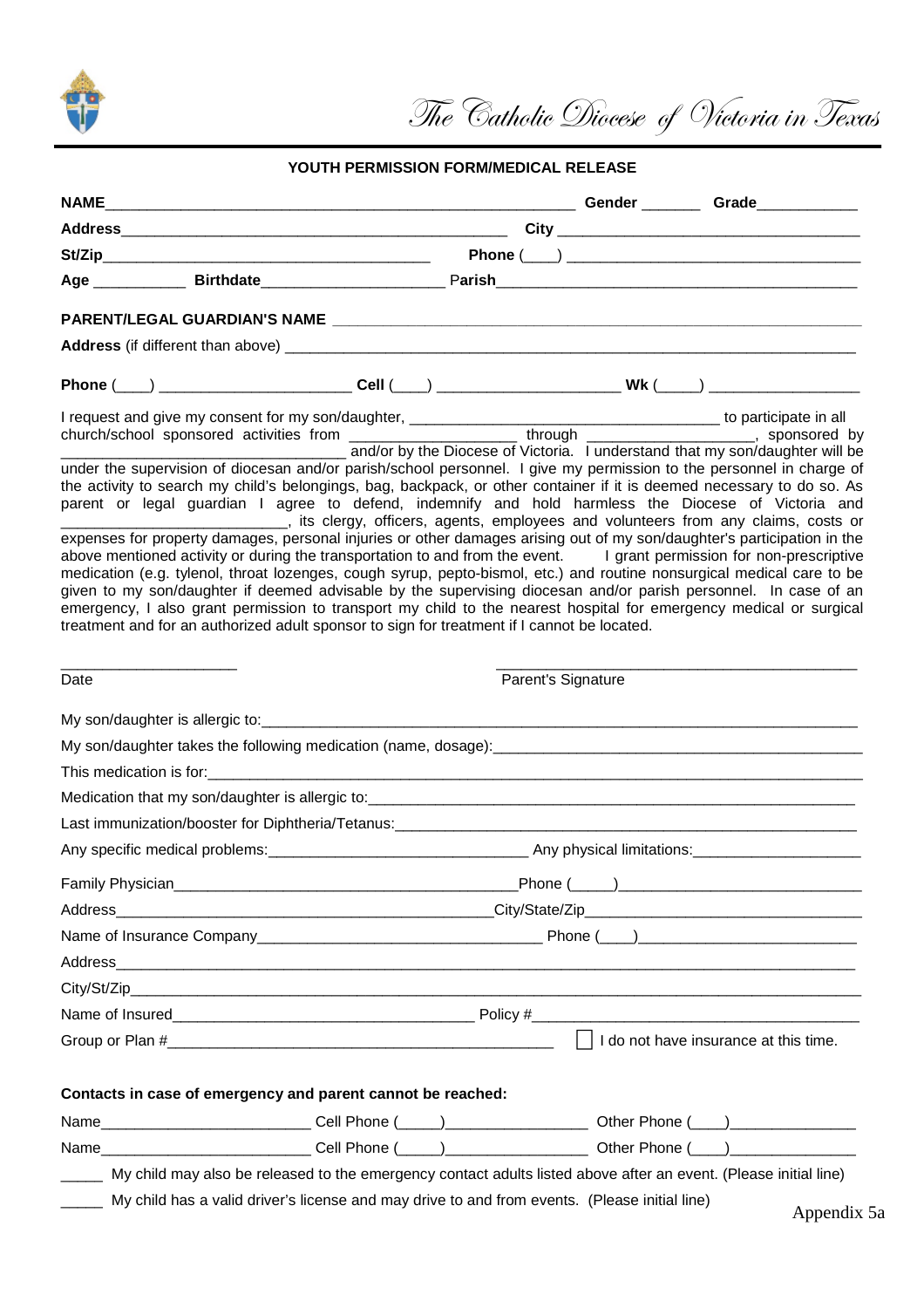The Catholic Diocese of Victoria in Texas

## YOUTH PERMISSION FORM/MEDICAL RELEASE

**NAME**_______________________________________________________ **Gender** _______ **Grade**____________

**Address**______________________________________________ **City** ____________________________________

**St/Zip**_______________________________________ **Phone** (___) ____________________________________

**Age** ___________ **Birthdate**_____________________ **Parish**____________________________________________

**PARENT/LEGAL GUARDIAN'S NAME** ________________________________________________________________

**Address** (if different than above) __________________________________________________________________

**Phone** (___) ______________________ **Cell** (___) _____________________ **Wk** (____) __________________

I request and give my consent for my son/daughter, ____________________________________ to participate in all church/school sponsored activities from ____________________ through ____________________, sponsored by __________________________________ and/or by the Diocese of Victoria. I understand that my son/daughter will be under the supervision of diocesan and/or parish/school personnel. I give my permission to the personnel in charge of the activity to search my child's belongings, bag, backpack, or other container if it is deemed necessary to do so. As parent or legal guardian I agree to defend, indemnify and hold harmless the Diocese of Victoria and ___________________________, its clergy, officers, agents, employees and volunteers from any claims, costs or expenses for property damages, personal injuries or other damages arising out of my son/daughter's participation in the above mentioned activity or during the transportation to and from the event. I grant permission for non-prescriptive medication (e.g. tylenol, throat lozenges, cough syrup, pepto-bismol, etc.) and routine nonsurgical medical care to be given to my son/daughter if deemed advisable by the supervising diocesan and/or parish personnel. In case of an emergency, I also grant permission to transport my child to the nearest hospital for emergency medical or surgical treatment and for an authorized adult sponsor to sign for treatment if I cannot be located.

_____________________ ___________________________________________

Date Parent's Signature

My son/daughter is allergic to:___________________________________________________________________________

My son/daughter takes the following medication (name, dosage):_____________________________________________

This medication is for:_________________________________________________________________________________

Medication that my son/daughter is allergic to:_____________________________________________________________

Last immunization/booster for Diphtheria/Tetanus:___________________________________________________________

Any specific medical problems:_______________________________ Any physical limitations:____________________

Family Physician________________________________________Phone (_____)____________________________

Address_______________________________________________City/State/Zip_______________________________

Name of Insurance Company_________________________________ Phone (___)__________________________

Address____________________________________________________________________________________________

City/St/Zip__________________________________________________________________________________________

Name of Insured____________________________________ Policy #______________________________________

Group or Plan #_______________________________________________ ☐ I do not have insurance at this time.

**Contacts in case of emergency and parent cannot be reached:**

Name________________________ Cell Phone (_____)________________ Other Phone (____)______________

Name________________________ Cell Phone (_____)________________ Other Phone (____)______________

_____ My child may also be released to the emergency contact adults listed above after an event. (Please initial line)

_____ My child has a valid driver's license and may drive to and from events. (Please initial line)

Appendix 5a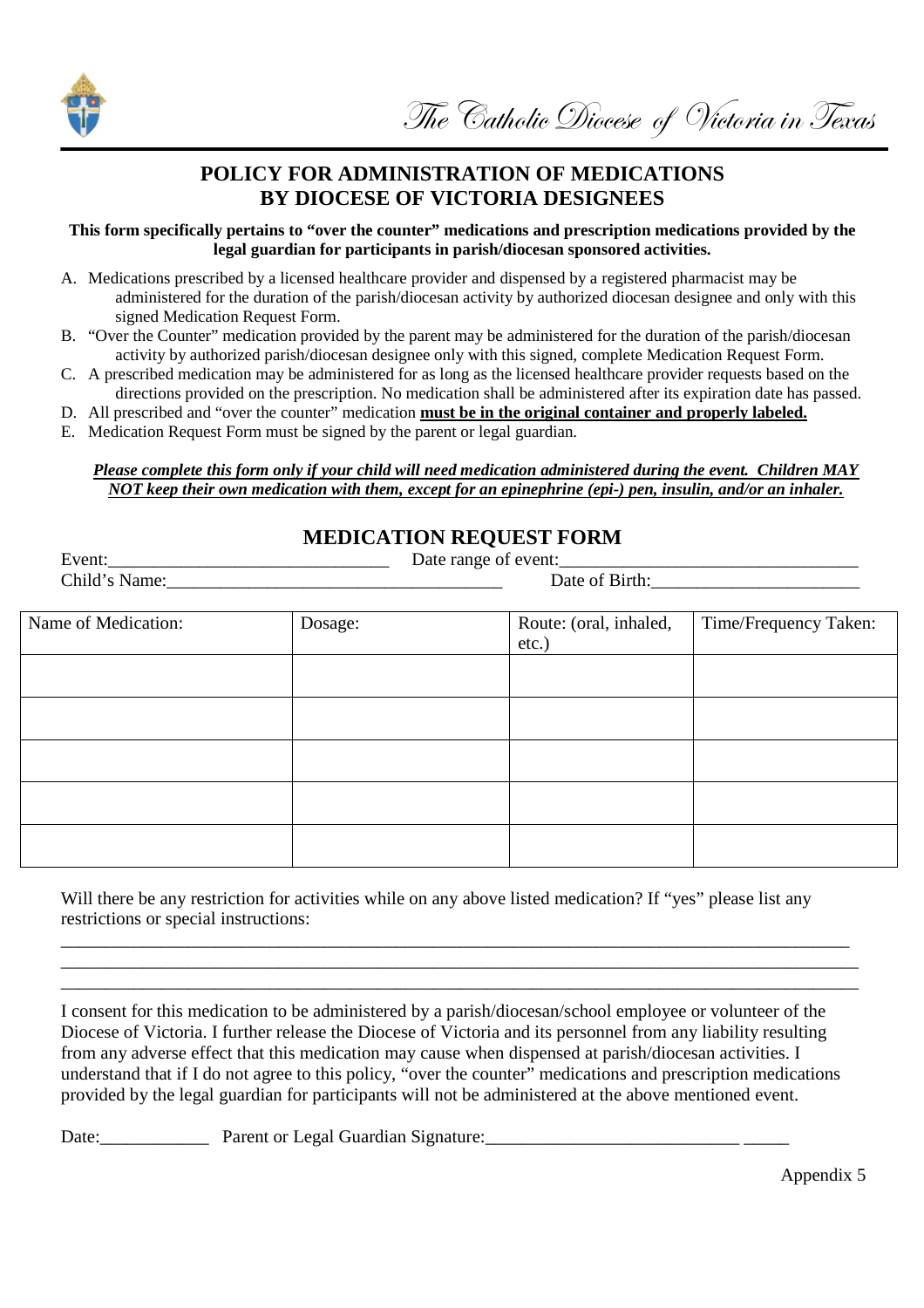The Catholic Diocese of Victoria in Texas

# POLICY FOR ADMINISTRATION OF MEDICATIONS BY DIOCESE OF VICTORIA DESIGNEES

**This form specifically pertains to "over the counter" medications and prescription medications provided by the legal guardian for participants in parish/diocesan sponsored activities.**

A. Medications prescribed by a licensed healthcare provider and dispensed by a registered pharmacist may be administered for the duration of the parish/diocesan activity by authorized diocesan designee and only with this signed Medication Request Form.
B. "Over the Counter" medication provided by the parent may be administered for the duration of the parish/diocesan activity by authorized parish/diocesan designee only with this signed, complete Medication Request Form.
C. A prescribed medication may be administered for as long as the licensed healthcare provider requests based on the directions provided on the prescription. No medication shall be administered after its expiration date has passed.
D. All prescribed and "over the counter" medication **must be in the original container and properly labeled.**
E. Medication Request Form must be signed by the parent or legal guardian.

***Please complete this form only if your child will need medication administered during the event. Children MAY NOT keep their own medication with them, except for an epinephrine (epi-) pen, insulin, and/or an inhaler.***

## MEDICATION REQUEST FORM

Event:_______________________________ Date range of event:_________________________________

Child's Name:_____________________________________ Date of Birth:_______________________

| Name of Medication: | Dosage: | Route: (oral, inhaled, etc.) | Time/Frequency Taken: |
|---|---|---|---|
| | | | |
| | | | |
| | | | |
| | | | |
| | | | |

Will there be any restriction for activities while on any above listed medication? If "yes" please list any restrictions or special instructions:

_____________________________________________________________________________________________
_____________________________________________________________________________________________
_____________________________________________________________________________________________

I consent for this medication to be administered by a parish/diocesan/school employee or volunteer of the Diocese of Victoria. I further release the Diocese of Victoria and its personnel from any liability resulting from any adverse effect that this medication may cause when dispensed at parish/diocesan activities. I understand that if I do not agree to this policy, "over the counter" medications and prescription medications provided by the legal guardian for participants will not be administered at the above mentioned event.

Date:____________ Parent or Legal Guardian Signature:____________________________ _____

Appendix 5